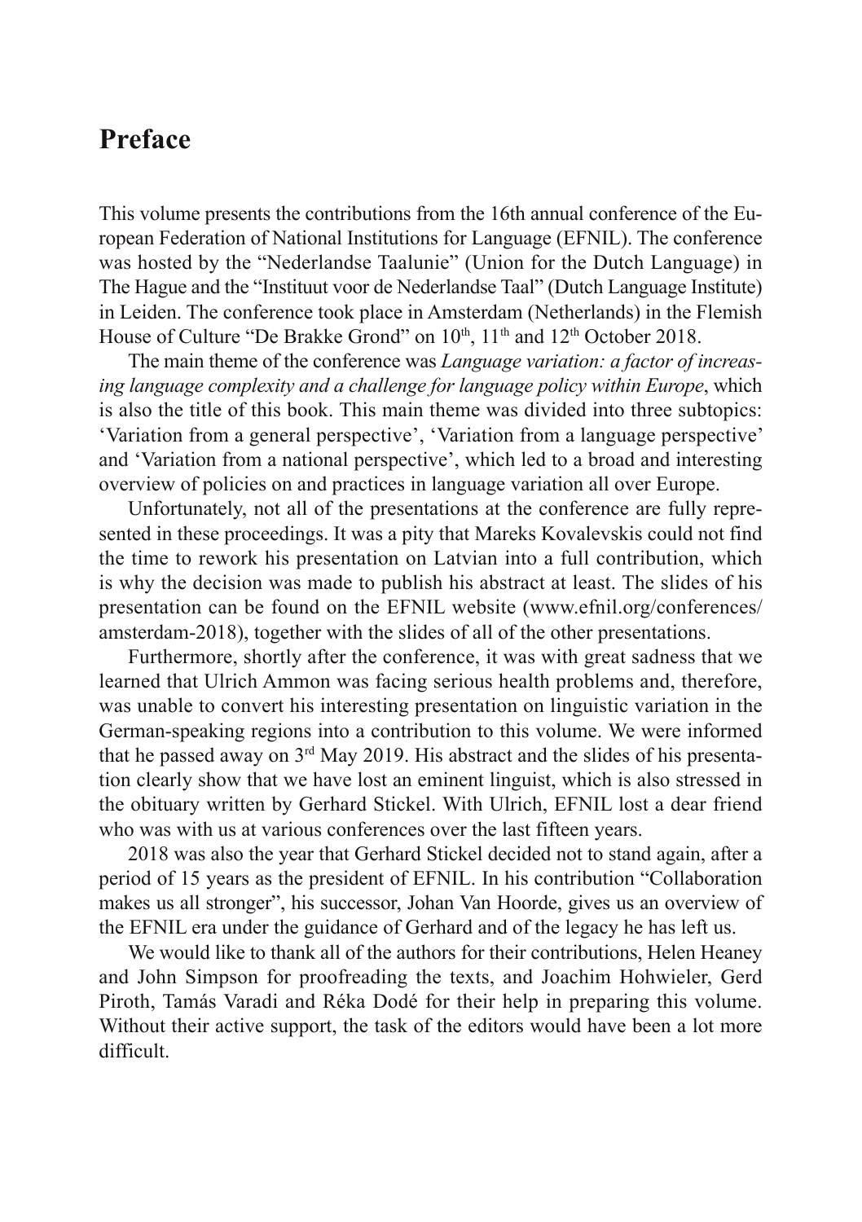# Preface

This volume presents the contributions from the 16th annual conference of the European Federation of National Institutions for Language (EFNIL). The conference was hosted by the "Nederlandse Taalunie" (Union for the Dutch Language) in The Hague and the "Instituut voor de Nederlandse Taal" (Dutch Language Institute) in Leiden. The conference took place in Amsterdam (Netherlands) in the Flemish House of Culture "De Brakke Grond" on 10th, 11th and 12th October 2018.

The main theme of the conference was *Language variation: a factor of increasing language complexity and a challenge for language policy within Europe*, which is also the title of this book. This main theme was divided into three subtopics: 'Variation from a general perspective', 'Variation from a language perspective' and 'Variation from a national perspective', which led to a broad and interesting overview of policies on and practices in language variation all over Europe.

Unfortunately, not all of the presentations at the conference are fully represented in these proceedings. It was a pity that Mareks Kovalevskis could not find the time to rework his presentation on Latvian into a full contribution, which is why the decision was made to publish his abstract at least. The slides of his presentation can be found on the EFNIL website (www.efnil.org/conferences/amsterdam-2018), together with the slides of all of the other presentations.

Furthermore, shortly after the conference, it was with great sadness that we learned that Ulrich Ammon was facing serious health problems and, therefore, was unable to convert his interesting presentation on linguistic variation in the German-speaking regions into a contribution to this volume. We were informed that he passed away on 3rd May 2019. His abstract and the slides of his presentation clearly show that we have lost an eminent linguist, which is also stressed in the obituary written by Gerhard Stickel. With Ulrich, EFNIL lost a dear friend who was with us at various conferences over the last fifteen years.

2018 was also the year that Gerhard Stickel decided not to stand again, after a period of 15 years as the president of EFNIL. In his contribution "Collaboration makes us all stronger", his successor, Johan Van Hoorde, gives us an overview of the EFNIL era under the guidance of Gerhard and of the legacy he has left us.

We would like to thank all of the authors for their contributions, Helen Heaney and John Simpson for proofreading the texts, and Joachim Hohwieler, Gerd Piroth, Tamás Varadi and Réka Dodé for their help in preparing this volume. Without their active support, the task of the editors would have been a lot more difficult.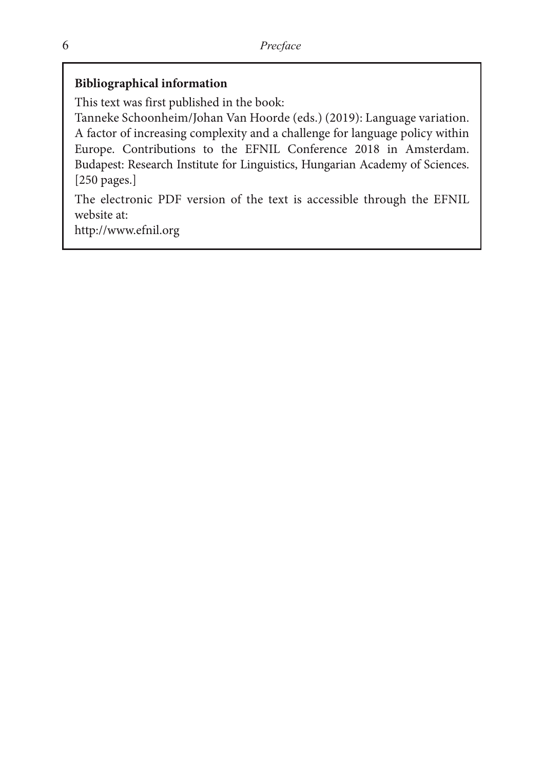**Bibliographical information**

This text was first published in the book:
Tanneke Schoonheim/Johan Van Hoorde (eds.) (2019): Language variation. A factor of increasing complexity and a challenge for language policy within Europe. Contributions to the EFNIL Conference 2018 in Amsterdam. Budapest: Research Institute for Linguistics, Hungarian Academy of Sciences. [250 pages.]

The electronic PDF version of the text is accessible through the EFNIL website at:
http://www.efnil.org